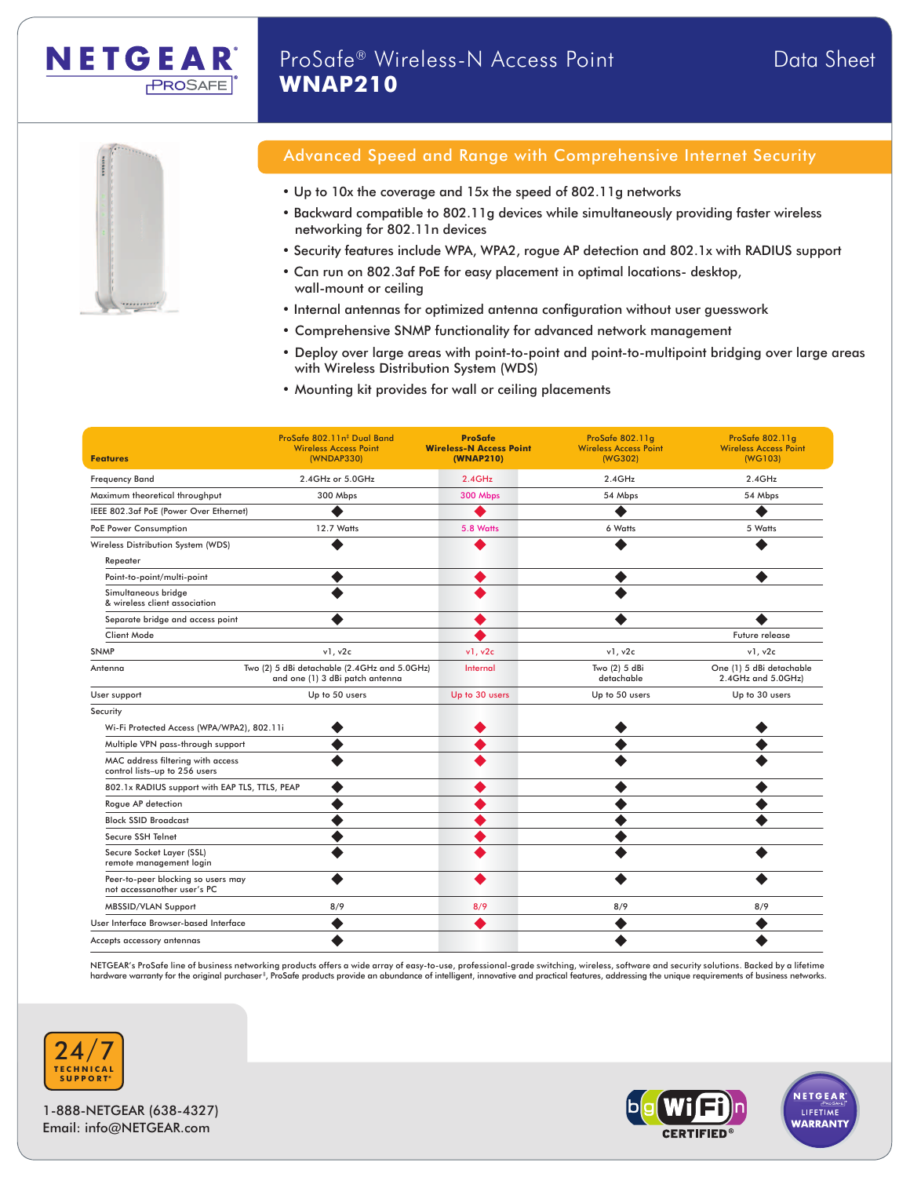# NETGEAR ProSafe

## ProSafe® Wireless-N Access Point WNAP210

Data Sheet

### Advanced Speed and Range with Comprehensive Internet Security

- Up to 10x the coverage and 15x the speed of 802.11g networks
- Backward compatible to 802.11g devices while simultaneously providing faster wireless networking for 802.11n devices
- Security features include WPA, WPA2, rogue AP detection and 802.1x with RADIUS support
- Can run on 802.3af PoE for easy placement in optimal locations- desktop, wall-mount or ceiling
- Internal antennas for optimized antenna configuration without user guesswork
- Comprehensive SNMP functionality for advanced network management
- Deploy over large areas with point-to-point and point-to-multipoint bridging over large areas with Wireless Distribution System (WDS)
- Mounting kit provides for wall or ceiling placements

| Features | ProSafe 802.11n† Dual Band Wireless Access Point (WNDAP330) | **ProSafe Wireless-N Access Point (WNAP210)** | ProSafe 802.11g Wireless Access Point (WG302) | ProSafe 802.11g Wireless Access Point (WG103) |
|---|---|---|---|---|
| Frequency Band | 2.4GHz or 5.0GHz | 2.4GHz | 2.4GHz | 2.4GHz |
| Maximum theoretical throughput | 300 Mbps | 300 Mbps | 54 Mbps | 54 Mbps |
| IEEE 802.3af PoE (Power Over Ethernet) | ◆ | ◆ | ◆ | ◆ |
| PoE Power Consumption | 12.7 Watts | 5.8 Watts | 6 Watts | 5 Watts |
| Wireless Distribution System (WDS) | ◆ | ◆ | ◆ | ◆ |
| Repeater | | | | |
| Point-to-point/multi-point | ◆ | ◆ | ◆ | ◆ |
| Simultaneous bridge & wireless client association | ◆ | ◆ | ◆ | |
| Separate bridge and access point | ◆ | ◆ | ◆ | ◆ |
| Client Mode | | ◆ | | Future release |
| SNMP | v1, v2c | v1, v2c | v1, v2c | v1, v2c |
| Antenna | Two (2) 5 dBi detachable (2.4GHz and 5.0GHz) and one (1) 3 dBi patch antenna | Internal | Two (2) 5 dBi detachable | One (1) 5 dBi detachable 2.4GHz and 5.0GHz) |
| User support | Up to 50 users | Up to 30 users | Up to 50 users | Up to 30 users |
| Security | | | | |
| Wi-Fi Protected Access (WPA/WPA2), 802.11i | ◆ | ◆ | ◆ | ◆ |
| Multiple VPN pass-through support | ◆ | ◆ | ◆ | ◆ |
| MAC address filtering with access control lists–up to 256 users | ◆ | ◆ | ◆ | ◆ |
| 802.1x RADIUS support with EAP TLS, TTLS, PEAP | ◆ | ◆ | ◆ | ◆ |
| Rogue AP detection | ◆ | ◆ | ◆ | ◆ |
| Block SSID Broadcast | ◆ | ◆ | ◆ | ◆ |
| Secure SSH Telnet | ◆ | ◆ | ◆ | |
| Secure Socket Layer (SSL) remote management login | ◆ | ◆ | ◆ | ◆ |
| Peer-to-peer blocking so users may not accessanother user's PC | ◆ | ◆ | ◆ | ◆ |
| MBSSID/VLAN Support | 8/9 | 8/9 | 8/9 | 8/9 |
| User Interface Browser-based Interface | ◆ | ◆ | ◆ | ◆ |
| Accepts accessory antennas | ◆ | | ◆ | ◆ |

NETGEAR's ProSafe line of business networking products offers a wide array of easy-to-use, professional-grade switching, wireless, software and security solutions. Backed by a lifetime hardware warranty for the original purchaser‡, ProSafe products provide an abundance of intelligent, innovative and practical features, addressing the unique requirements of business networks.

24/7 TECHNICAL SUPPORT*

1-888-NETGEAR (638-4327)
Email: info@NETGEAR.com

Wi-Fi CERTIFIED® b g n

NETGEAR ProSafe LIFETIME WARRANTY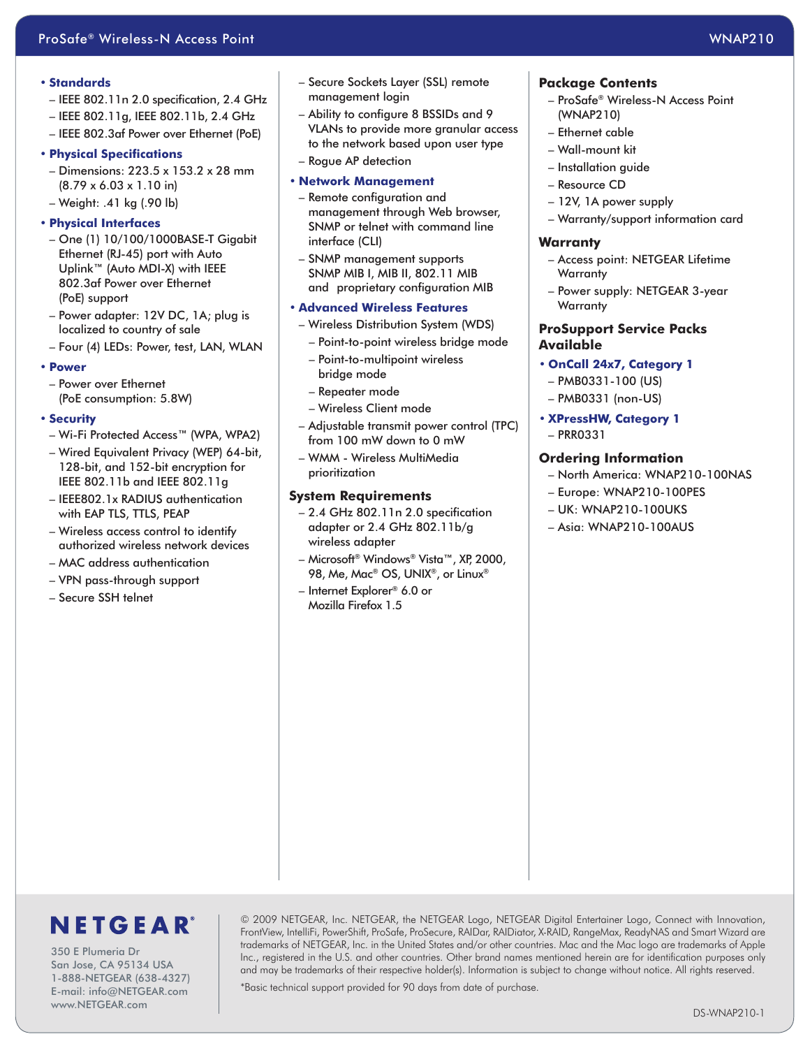- **Standards**
  - IEEE 802.11n 2.0 specification, 2.4 GHz
  - IEEE 802.11g, IEEE 802.11b, 2.4 GHz
  - IEEE 802.3af Power over Ethernet (PoE)
- **Physical Specifications**
  - Dimensions: 223.5 x 153.2 x 28 mm (8.79 x 6.03 x 1.10 in)
  - Weight: .41 kg (.90 lb)
- **Physical Interfaces**
  - One (1) 10/100/1000BASE-T Gigabit Ethernet (RJ-45) port with Auto Uplink™ (Auto MDI-X) with IEEE 802.3af Power over Ethernet (PoE) support
  - Power adapter: 12V DC, 1A; plug is localized to country of sale
  - Four (4) LEDs: Power, test, LAN, WLAN
- **Power**
  - Power over Ethernet (PoE consumption: 5.8W)
- **Security**
  - Wi-Fi Protected Access™ (WPA, WPA2)
  - Wired Equivalent Privacy (WEP) 64-bit, 128-bit, and 152-bit encryption for IEEE 802.11b and IEEE 802.11g
  - IEEE802.1x RADIUS authentication with EAP TLS, TTLS, PEAP
  - Wireless access control to identify authorized wireless network devices
  - MAC address authentication
  - VPN pass-through support
  - Secure SSH telnet
  - Secure Sockets Layer (SSL) remote management login
  - Ability to configure 8 BSSIDs and 9 VLANs to provide more granular access to the network based upon user type
  - Rogue AP detection
- **Network Management**
  - Remote configuration and management through Web browser, SNMP or telnet with command line interface (CLI)
  - SNMP management supports SNMP MIB I, MIB II, 802.11 MIB and proprietary configuration MIB
- **Advanced Wireless Features**
  - Wireless Distribution System (WDS)
    - Point-to-point wireless bridge mode
    - Point-to-multipoint wireless bridge mode
    - Repeater mode
    - Wireless Client mode
  - Adjustable transmit power control (TPC) from 100 mW down to 0 mW
  - WMM - Wireless MultiMedia prioritization

## System Requirements

- 2.4 GHz 802.11n 2.0 specification adapter or 2.4 GHz 802.11b/g wireless adapter
- Microsoft® Windows® Vista™, XP, 2000, 98, Me, Mac® OS, UNIX®, or Linux®
- Internet Explorer® 6.0 or Mozilla Firefox 1.5

## Package Contents

- ProSafe® Wireless-N Access Point (WNAP210)
- Ethernet cable
- Wall-mount kit
- Installation guide
- Resource CD
- 12V, 1A power supply
- Warranty/support information card

## Warranty

- Access point: NETGEAR Lifetime Warranty
- Power supply: NETGEAR 3-year Warranty

## ProSupport Service Packs Available

- **OnCall 24x7, Category 1**
  - PMB0331-100 (US)
  - PMB0331 (non-US)
- **XPressHW, Category 1**
  - PRR0331

## Ordering Information

- North America: WNAP210-100NAS
- Europe: WNAP210-100PES
- UK: WNAP210-100UKS
- Asia: WNAP210-100AUS

**NETGEAR®**

350 E Plumeria Dr
San Jose, CA 95134 USA
1-888-NETGEAR (638-4327)
E-mail: info@NETGEAR.com
www.NETGEAR.com

© 2009 NETGEAR, Inc. NETGEAR, the NETGEAR Logo, NETGEAR Digital Entertainer Logo, Connect with Innovation, FrontView, IntelliFi, PowerShift, ProSafe, ProSecure, RAIDar, RAIDiator, X-RAID, RangeMax, ReadyNAS and Smart Wizard are trademarks of NETGEAR, Inc. in the United States and/or other countries. Mac and the Mac logo are trademarks of Apple Inc., registered in the U.S. and other countries. Other brand names mentioned herein are for identification purposes only and may be trademarks of their respective holder(s). Information is subject to change without notice. All rights reserved.

*Basic technical support provided for 90 days from date of purchase.

DS-WNAP210-1